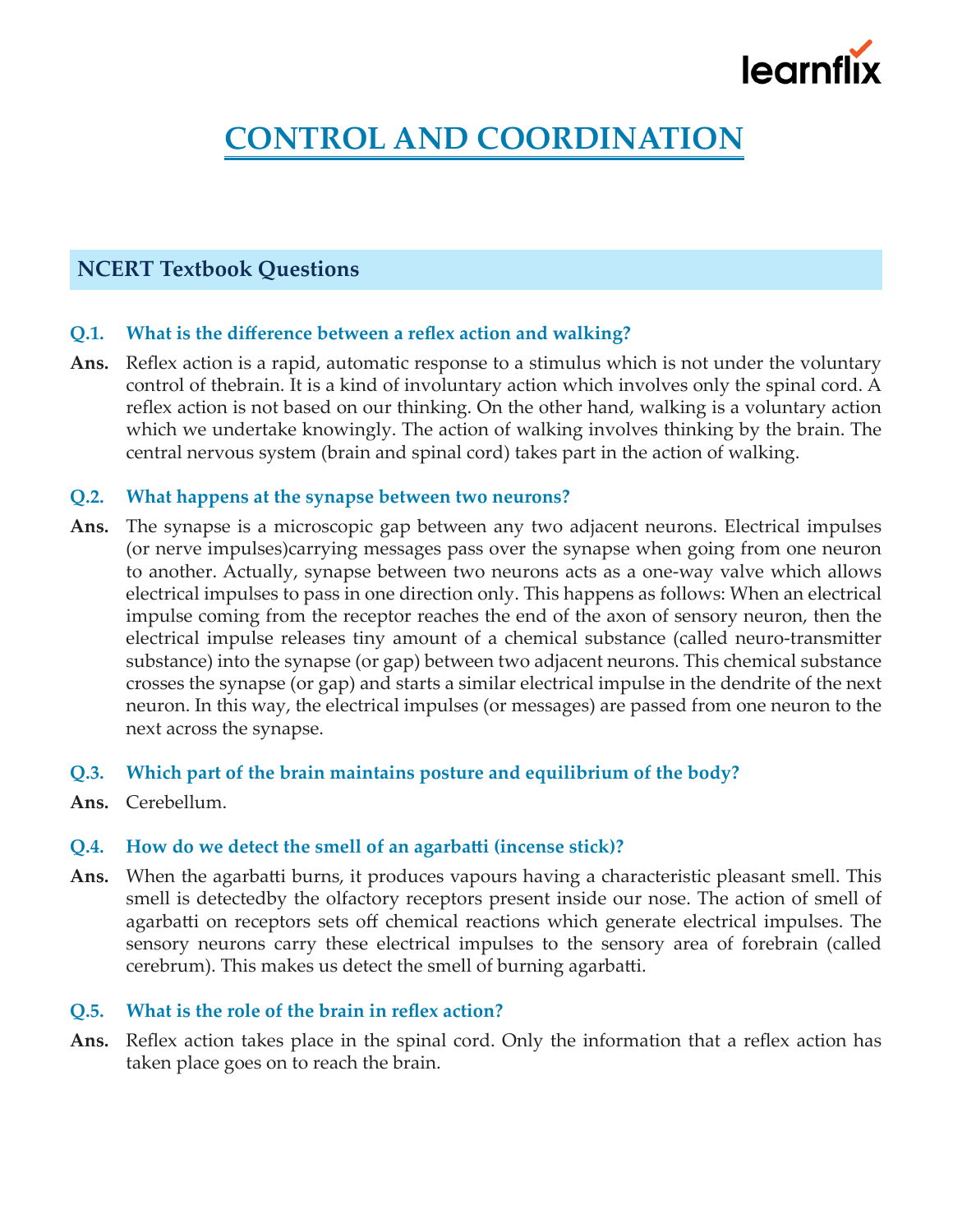# CONTROL AND COORDINATION

## NCERT Textbook Questions

**Q.1. What is the difference between a reflex action and walking?**

**Ans.** Reflex action is a rapid, automatic response to a stimulus which is not under the voluntary control of thebrain. It is a kind of involuntary action which involves only the spinal cord. A reflex action is not based on our thinking. On the other hand, walking is a voluntary action which we undertake knowingly. The action of walking involves thinking by the brain. The central nervous system (brain and spinal cord) takes part in the action of walking.

**Q.2. What happens at the synapse between two neurons?**

**Ans.** The synapse is a microscopic gap between any two adjacent neurons. Electrical impulses (or nerve impulses)carrying messages pass over the synapse when going from one neuron to another. Actually, synapse between two neurons acts as a one-way valve which allows electrical impulses to pass in one direction only. This happens as follows: When an electrical impulse coming from the receptor reaches the end of the axon of sensory neuron, then the electrical impulse releases tiny amount of a chemical substance (called neuro-transmitter substance) into the synapse (or gap) between two adjacent neurons. This chemical substance crosses the synapse (or gap) and starts a similar electrical impulse in the dendrite of the next neuron. In this way, the electrical impulses (or messages) are passed from one neuron to the next across the synapse.

**Q.3. Which part of the brain maintains posture and equilibrium of the body?**

**Ans.** Cerebellum.

**Q.4. How do we detect the smell of an agarbatti (incense stick)?**

**Ans.** When the agarbatti burns, it produces vapours having a characteristic pleasant smell. This smell is detectedby the olfactory receptors present inside our nose. The action of smell of agarbatti on receptors sets off chemical reactions which generate electrical impulses. The sensory neurons carry these electrical impulses to the sensory area of forebrain (called cerebrum). This makes us detect the smell of burning agarbatti.

**Q.5. What is the role of the brain in reflex action?**

**Ans.** Reflex action takes place in the spinal cord. Only the information that a reflex action has taken place goes on to reach the brain.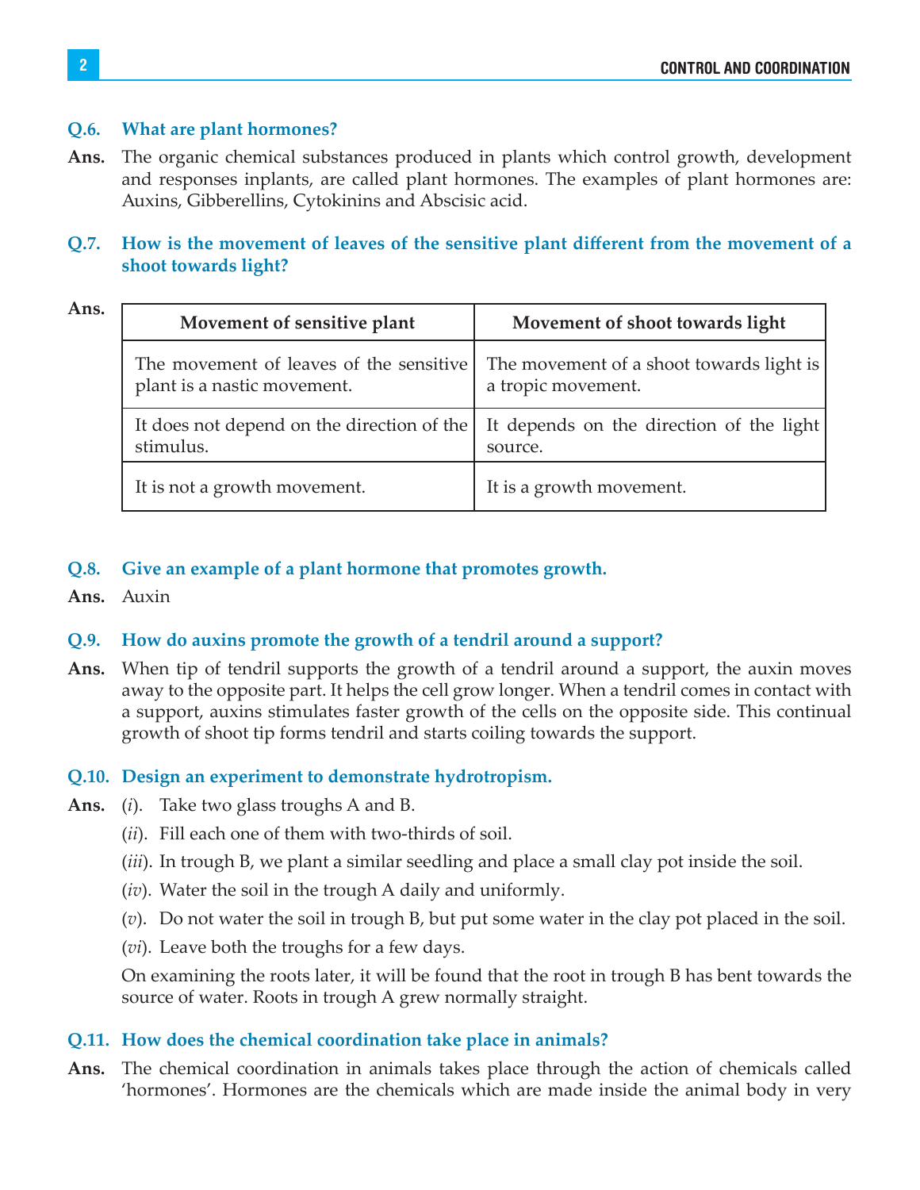**Q.6. What are plant hormones?**

**Ans.** The organic chemical substances produced in plants which control growth, development and responses inplants, are called plant hormones. The examples of plant hormones are: Auxins, Gibberellins, Cytokinins and Abscisic acid.

**Q.7. How is the movement of leaves of the sensitive plant different from the movement of a shoot towards light?**

**Ans.**

| Movement of sensitive plant | Movement of shoot towards light |
| --- | --- |
| The movement of leaves of the sensitive plant is a nastic movement. | The movement of a shoot towards light is a tropic movement. |
| It does not depend on the direction of the stimulus. | It depends on the direction of the light source. |
| It is not a growth movement. | It is a growth movement. |

**Q.8. Give an example of a plant hormone that promotes growth.**

**Ans.** Auxin

**Q.9. How do auxins promote the growth of a tendril around a support?**

**Ans.** When tip of tendril supports the growth of a tendril around a support, the auxin moves away to the opposite part. It helps the cell grow longer. When a tendril comes in contact with a support, auxins stimulates faster growth of the cells on the opposite side. This continual growth of shoot tip forms tendril and starts coiling towards the support.

**Q.10. Design an experiment to demonstrate hydrotropism.**

**Ans.** (*i*). Take two glass troughs A and B.

(*ii*). Fill each one of them with two-thirds of soil.

(*iii*). In trough B, we plant a similar seedling and place a small clay pot inside the soil.

(*iv*). Water the soil in the trough A daily and uniformly.

(*v*). Do not water the soil in trough B, but put some water in the clay pot placed in the soil.

(*vi*). Leave both the troughs for a few days.

On examining the roots later, it will be found that the root in trough B has bent towards the source of water. Roots in trough A grew normally straight.

**Q.11. How does the chemical coordination take place in animals?**

**Ans.** The chemical coordination in animals takes place through the action of chemicals called 'hormones'. Hormones are the chemicals which are made inside the animal body in very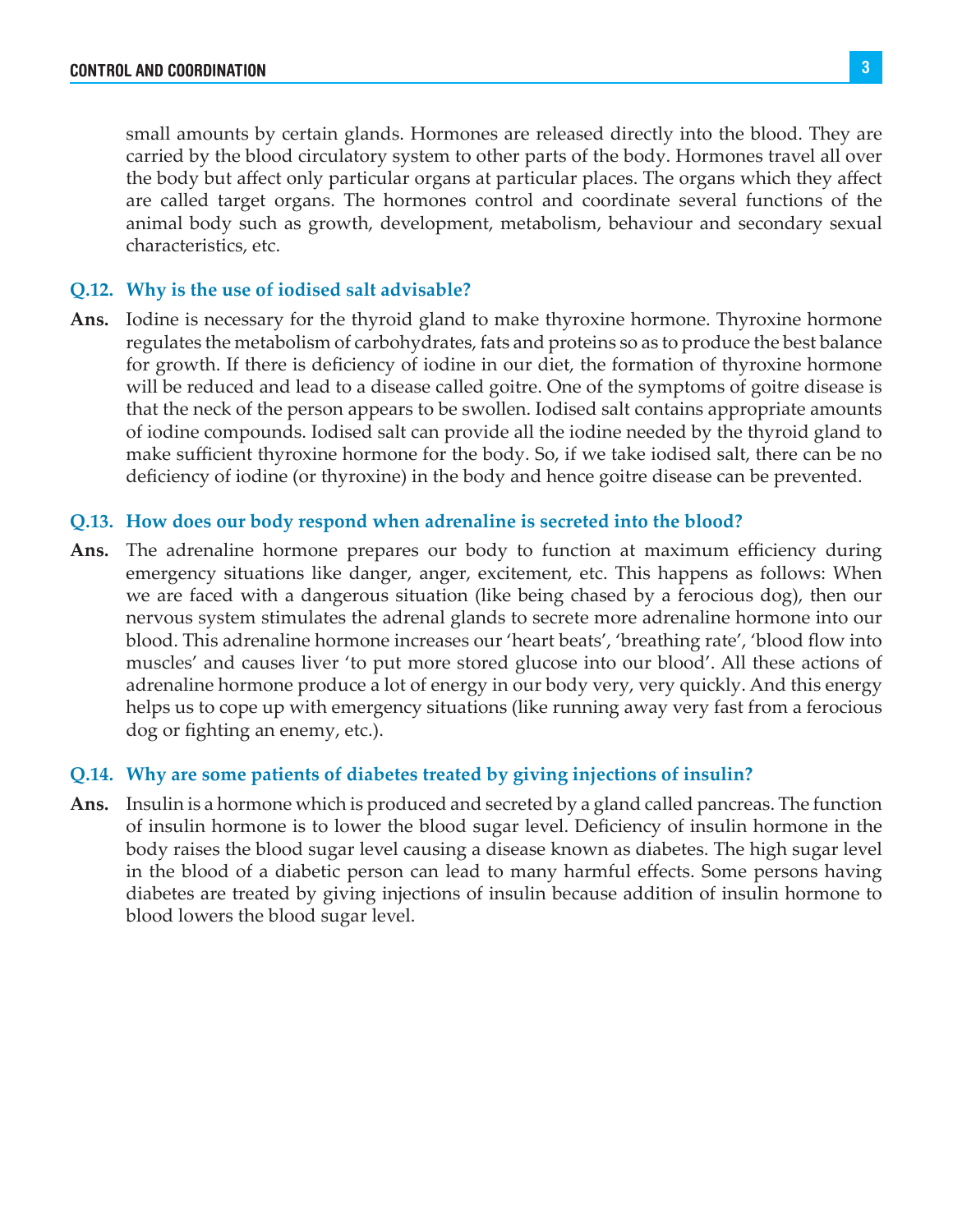small amounts by certain glands. Hormones are released directly into the blood. They are carried by the blood circulatory system to other parts of the body. Hormones travel all over the body but affect only particular organs at particular places. The organs which they affect are called target organs. The hormones control and coordinate several functions of the animal body such as growth, development, metabolism, behaviour and secondary sexual characteristics, etc.

**Q.12. Why is the use of iodised salt advisable?**

**Ans.** Iodine is necessary for the thyroid gland to make thyroxine hormone. Thyroxine hormone regulates the metabolism of carbohydrates, fats and proteins so as to produce the best balance for growth. If there is deficiency of iodine in our diet, the formation of thyroxine hormone will be reduced and lead to a disease called goitre. One of the symptoms of goitre disease is that the neck of the person appears to be swollen. Iodised salt contains appropriate amounts of iodine compounds. Iodised salt can provide all the iodine needed by the thyroid gland to make sufficient thyroxine hormone for the body. So, if we take iodised salt, there can be no deficiency of iodine (or thyroxine) in the body and hence goitre disease can be prevented.

**Q.13. How does our body respond when adrenaline is secreted into the blood?**

**Ans.** The adrenaline hormone prepares our body to function at maximum efficiency during emergency situations like danger, anger, excitement, etc. This happens as follows: When we are faced with a dangerous situation (like being chased by a ferocious dog), then our nervous system stimulates the adrenal glands to secrete more adrenaline hormone into our blood. This adrenaline hormone increases our 'heart beats', 'breathing rate', 'blood flow into muscles' and causes liver 'to put more stored glucose into our blood'. All these actions of adrenaline hormone produce a lot of energy in our body very, very quickly. And this energy helps us to cope up with emergency situations (like running away very fast from a ferocious dog or fighting an enemy, etc.).

**Q.14. Why are some patients of diabetes treated by giving injections of insulin?**

**Ans.** Insulin is a hormone which is produced and secreted by a gland called pancreas. The function of insulin hormone is to lower the blood sugar level. Deficiency of insulin hormone in the body raises the blood sugar level causing a disease known as diabetes. The high sugar level in the blood of a diabetic person can lead to many harmful effects. Some persons having diabetes are treated by giving injections of insulin because addition of insulin hormone to blood lowers the blood sugar level.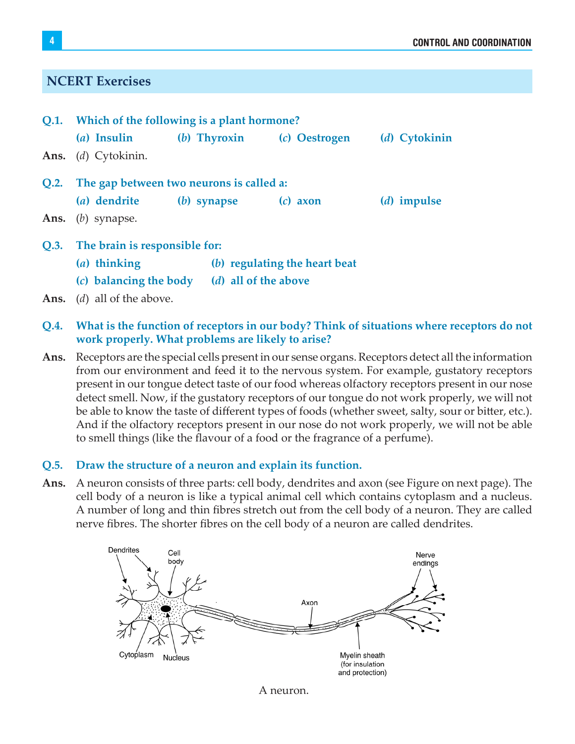## NCERT Exercises

**Q.1. Which of the following is a plant hormone?**

**(*a*) Insulin** **(*b*) Thyroxin** **(*c*) Oestrogen** **(*d*) Cytokinin**

**Ans.** (*d*) Cytokinin.

**Q.2. The gap between two neurons is called a:**

**(*a*) dendrite** **(*b*) synapse** **(*c*) axon** **(*d*) impulse**

**Ans.** (*b*) synapse.

**Q.3. The brain is responsible for:**

**(*a*) thinking** **(*b*) regulating the heart beat**

**(*c*) balancing the body** **(*d*) all of the above**

**Ans.** (*d*) all of the above.

**Q.4. What is the function of receptors in our body? Think of situations where receptors do not work properly. What problems are likely to arise?**

**Ans.** Receptors are the special cells present in our sense organs. Receptors detect all the information from our environment and feed it to the nervous system. For example, gustatory receptors present in our tongue detect taste of our food whereas olfactory receptors present in our nose detect smell. Now, if the gustatory receptors of our tongue do not work properly, we will not be able to know the taste of different types of foods (whether sweet, salty, sour or bitter, etc.). And if the olfactory receptors present in our nose do not work properly, we will not be able to smell things (like the flavour of a food or the fragrance of a perfume).

**Q.5. Draw the structure of a neuron and explain its function.**

**Ans.** A neuron consists of three parts: cell body, dendrites and axon (see Figure on next page). The cell body of a neuron is like a typical animal cell which contains cytoplasm and a nucleus. A number of long and thin fibres stretch out from the cell body of a neuron. They are called nerve fibres. The shorter fibres on the cell body of a neuron are called dendrites.

Dendrites
Cell body
Cytoplasm
Nucleus
Axon
Nerve endings
Myelin sheath (for insulation and protection)

A neuron.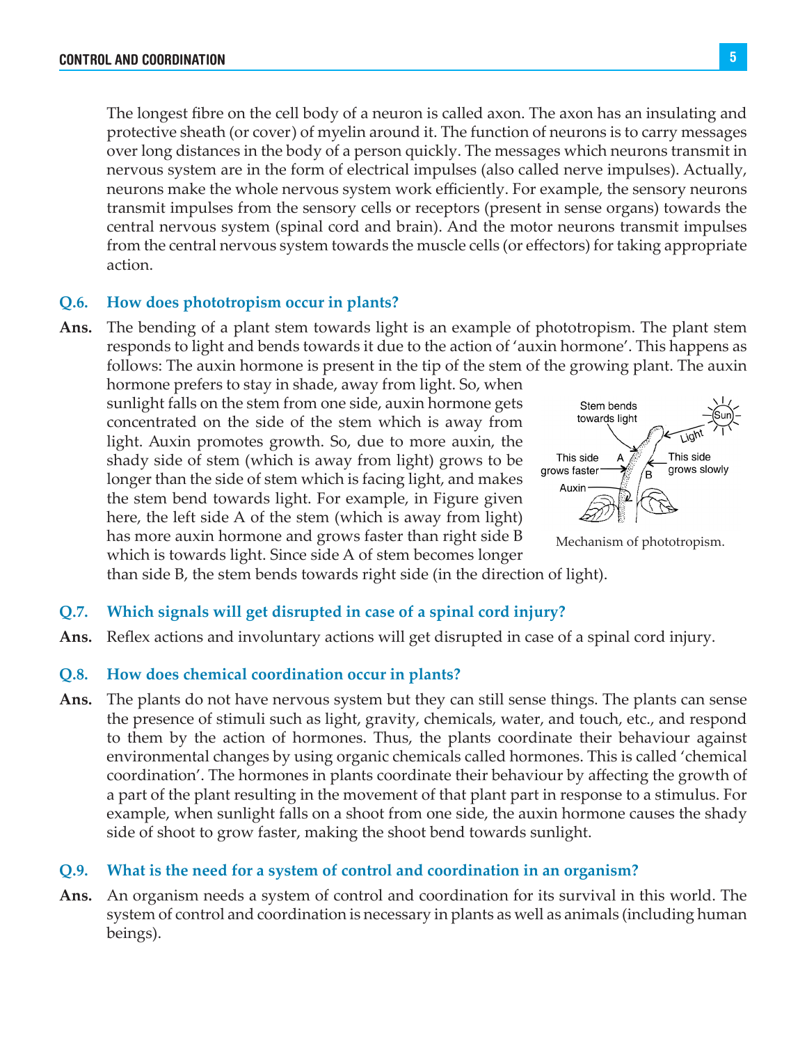The longest fibre on the cell body of a neuron is called axon. The axon has an insulating and protective sheath (or cover) of myelin around it. The function of neurons is to carry messages over long distances in the body of a person quickly. The messages which neurons transmit in nervous system are in the form of electrical impulses (also called nerve impulses). Actually, neurons make the whole nervous system work efficiently. For example, the sensory neurons transmit impulses from the sensory cells or receptors (present in sense organs) towards the central nervous system (spinal cord and brain). And the motor neurons transmit impulses from the central nervous system towards the muscle cells (or effectors) for taking appropriate action.

**Q.6. How does phototropism occur in plants?**

**Ans.** The bending of a plant stem towards light is an example of phototropism. The plant stem responds to light and bends towards it due to the action of 'auxin hormone'. This happens as follows: The auxin hormone is present in the tip of the stem of the growing plant. The auxin hormone prefers to stay in shade, away from light. So, when sunlight falls on the stem from one side, auxin hormone gets concentrated on the side of the stem which is away from light. Auxin promotes growth. So, due to more auxin, the shady side of stem (which is away from light) grows to be longer than the side of stem which is facing light, and makes the stem bend towards light. For example, in Figure given here, the left side A of the stem (which is away from light) has more auxin hormone and grows faster than right side B which is towards light. Since side A of stem becomes longer than side B, the stem bends towards right side (in the direction of light).

Stem bends towards light

Sun

Light

This side grows faster

A

B

This side grows slowly

Auxin

Mechanism of phototropism.

**Q.7. Which signals will get disrupted in case of a spinal cord injury?**

**Ans.** Reflex actions and involuntary actions will get disrupted in case of a spinal cord injury.

**Q.8. How does chemical coordination occur in plants?**

**Ans.** The plants do not have nervous system but they can still sense things. The plants can sense the presence of stimuli such as light, gravity, chemicals, water, and touch, etc., and respond to them by the action of hormones. Thus, the plants coordinate their behaviour against environmental changes by using organic chemicals called hormones. This is called 'chemical coordination'. The hormones in plants coordinate their behaviour by affecting the growth of a part of the plant resulting in the movement of that plant part in response to a stimulus. For example, when sunlight falls on a shoot from one side, the auxin hormone causes the shady side of shoot to grow faster, making the shoot bend towards sunlight.

**Q.9. What is the need for a system of control and coordination in an organism?**

**Ans.** An organism needs a system of control and coordination for its survival in this world. The system of control and coordination is necessary in plants as well as animals (including human beings).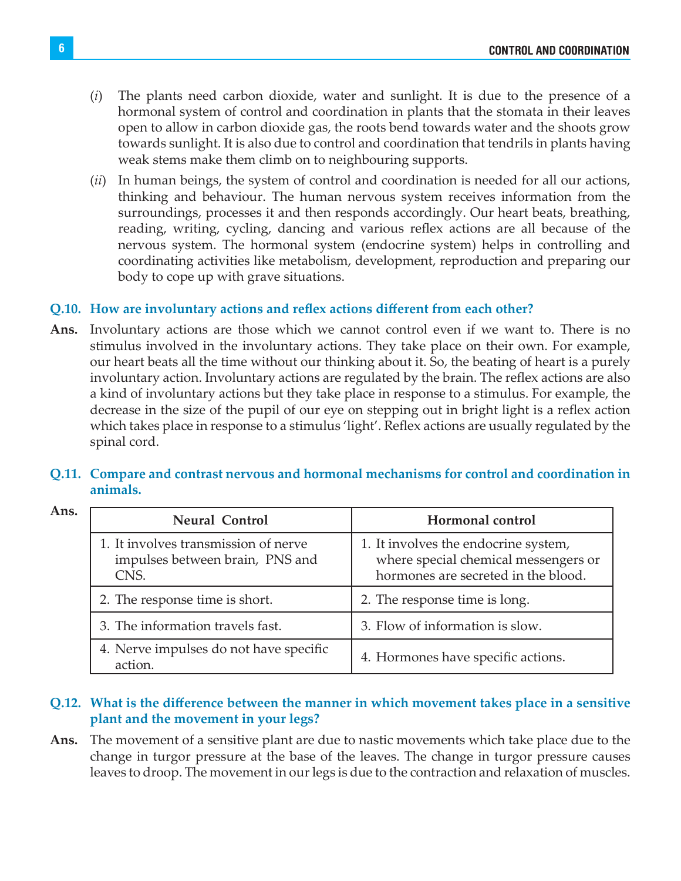(*i*) The plants need carbon dioxide, water and sunlight. It is due to the presence of a hormonal system of control and coordination in plants that the stomata in their leaves open to allow in carbon dioxide gas, the roots bend towards water and the shoots grow towards sunlight. It is also due to control and coordination that tendrils in plants having weak stems make them climb on to neighbouring supports.

(*ii*) In human beings, the system of control and coordination is needed for all our actions, thinking and behaviour. The human nervous system receives information from the surroundings, processes it and then responds accordingly. Our heart beats, breathing, reading, writing, cycling, dancing and various reflex actions are all because of the nervous system. The hormonal system (endocrine system) helps in controlling and coordinating activities like metabolism, development, reproduction and preparing our body to cope up with grave situations.

**Q.10. How are involuntary actions and reflex actions different from each other?**

**Ans.** Involuntary actions are those which we cannot control even if we want to. There is no stimulus involved in the involuntary actions. They take place on their own. For example, our heart beats all the time without our thinking about it. So, the beating of heart is a purely involuntary action. Involuntary actions are regulated by the brain. The reflex actions are also a kind of involuntary actions but they take place in response to a stimulus. For example, the decrease in the size of the pupil of our eye on stepping out in bright light is a reflex action which takes place in response to a stimulus 'light'. Reflex actions are usually regulated by the spinal cord.

**Q.11. Compare and contrast nervous and hormonal mechanisms for control and coordination in animals.**

**Ans.**

| Neural Control | Hormonal control |
|---|---|
| 1. It involves transmission of nerve impulses between brain, PNS and CNS. | 1. It involves the endocrine system, where special chemical messengers or hormones are secreted in the blood. |
| 2. The response time is short. | 2. The response time is long. |
| 3. The information travels fast. | 3. Flow of information is slow. |
| 4. Nerve impulses do not have specific action. | 4. Hormones have specific actions. |

**Q.12. What is the difference between the manner in which movement takes place in a sensitive plant and the movement in your legs?**

**Ans.** The movement of a sensitive plant are due to nastic movements which take place due to the change in turgor pressure at the base of the leaves. The change in turgor pressure causes leaves to droop. The movement in our legs is due to the contraction and relaxation of muscles.